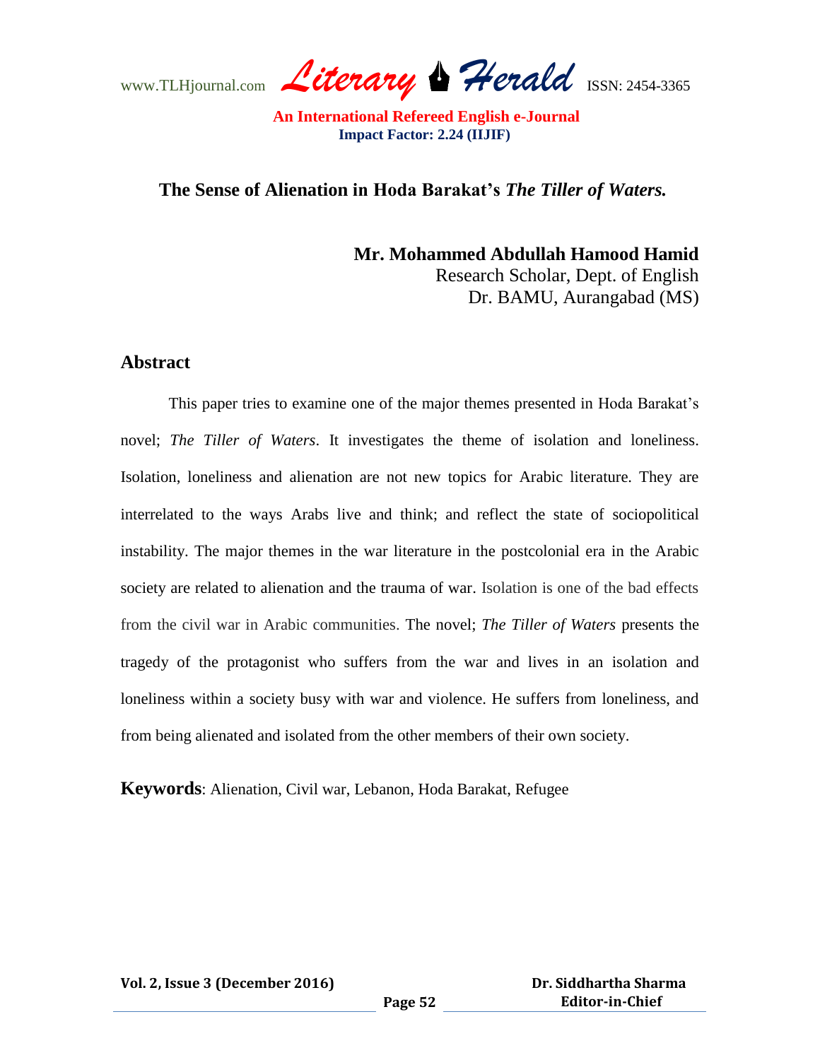# The Sense of Alienation in Hoda Barakat's *The Tiller of Waters.*

**Mr. Mohammed Abdullah Hamood Hamid**
Research Scholar, Dept. of English
Dr. BAMU, Aurangabad (MS)

## Abstract

This paper tries to examine one of the major themes presented in Hoda Barakat's novel; *The Tiller of Waters*. It investigates the theme of isolation and loneliness. Isolation, loneliness and alienation are not new topics for Arabic literature. They are interrelated to the ways Arabs live and think; and reflect the state of sociopolitical instability. The major themes in the war literature in the postcolonial era in the Arabic society are related to alienation and the trauma of war. Isolation is one of the bad effects from the civil war in Arabic communities. The novel; *The Tiller of Waters* presents the tragedy of the protagonist who suffers from the war and lives in an isolation and loneliness within a society busy with war and violence. He suffers from loneliness, and from being alienated and isolated from the other members of their own society.

**Keywords**: Alienation, Civil war, Lebanon, Hoda Barakat, Refugee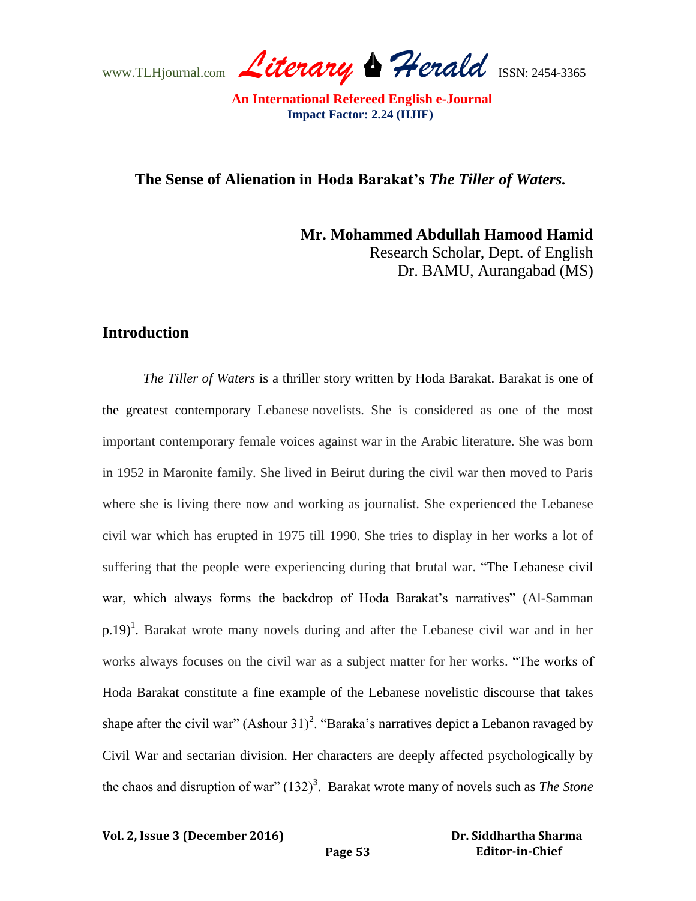# The Sense of Alienation in Hoda Barakat's *The Tiller of Waters.*

**Mr. Mohammed Abdullah Hamood Hamid**
Research Scholar, Dept. of English
Dr. BAMU, Aurangabad (MS)

## Introduction

*The Tiller of Waters* is a thriller story written by Hoda Barakat. Barakat is one of the greatest contemporary Lebanese novelists. She is considered as one of the most important contemporary female voices against war in the Arabic literature. She was born in 1952 in Maronite family. She lived in Beirut during the civil war then moved to Paris where she is living there now and working as journalist. She experienced the Lebanese civil war which has erupted in 1975 till 1990. She tries to display in her works a lot of suffering that the people were experiencing during that brutal war. "The Lebanese civil war, which always forms the backdrop of Hoda Barakat's narratives" (Al-Samman p.19)[1]. Barakat wrote many novels during and after the Lebanese civil war and in her works always focuses on the civil war as a subject matter for her works. "The works of Hoda Barakat constitute a fine example of the Lebanese novelistic discourse that takes shape after the civil war" (Ashour 31)[2]. "Baraka's narratives depict a Lebanon ravaged by Civil War and sectarian division. Her characters are deeply affected psychologically by the chaos and disruption of war" (132)[3]. Barakat wrote many of novels such as *The Stone*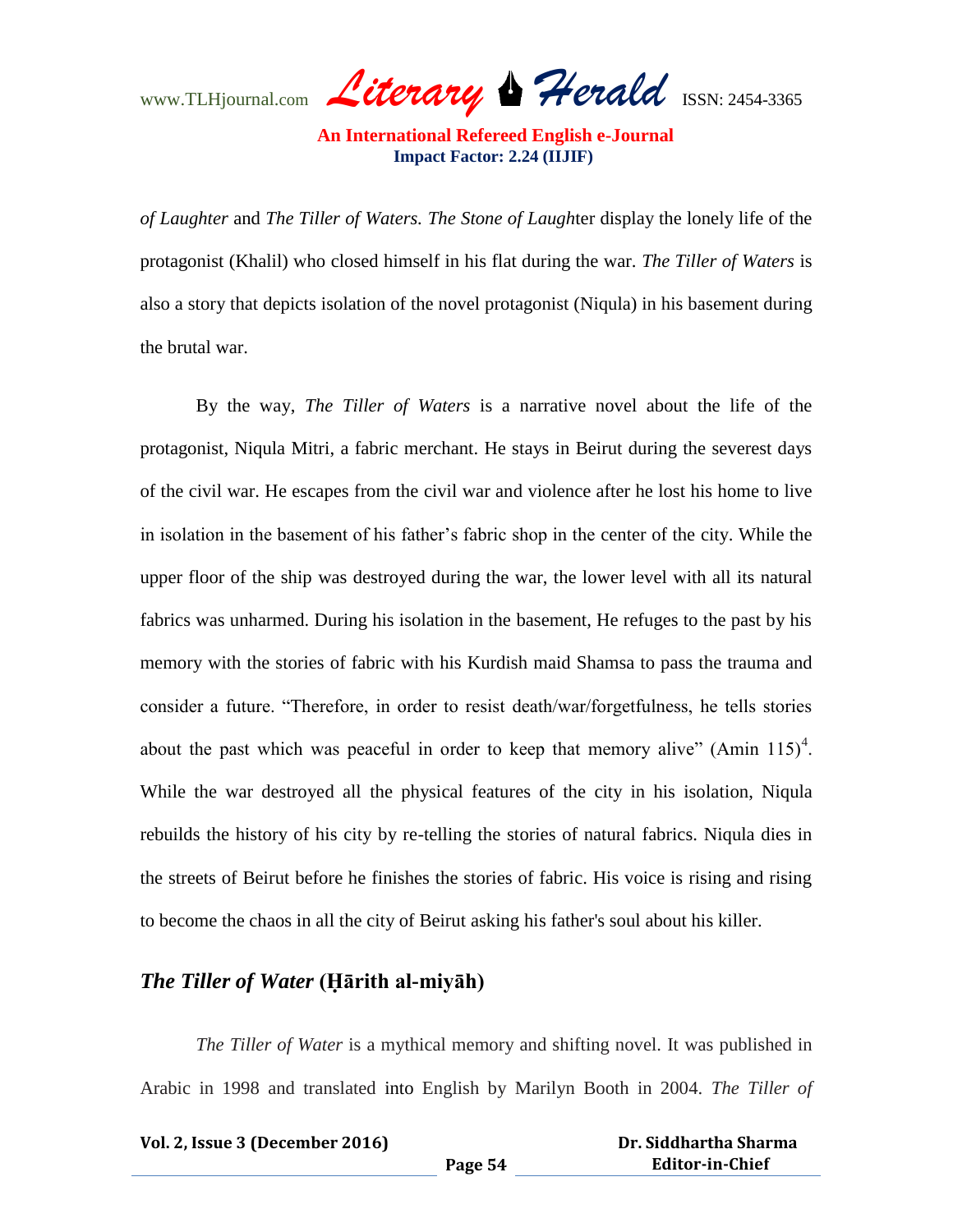*of Laughter* and *The Tiller of Waters. The Stone of Laugh*ter display the lonely life of the protagonist (Khalil) who closed himself in his flat during the war. *The Tiller of Waters* is also a story that depicts isolation of the novel protagonist (Niqula) in his basement during the brutal war.

By the way, *The Tiller of Waters* is a narrative novel about the life of the protagonist, Niqula Mitri, a fabric merchant. He stays in Beirut during the severest days of the civil war. He escapes from the civil war and violence after he lost his home to live in isolation in the basement of his father's fabric shop in the center of the city. While the upper floor of the ship was destroyed during the war, the lower level with all its natural fabrics was unharmed. During his isolation in the basement, He refuges to the past by his memory with the stories of fabric with his Kurdish maid Shamsa to pass the trauma and consider a future. "Therefore, in order to resist death/war/forgetfulness, he tells stories about the past which was peaceful in order to keep that memory alive" (Amin 115)[4]. While the war destroyed all the physical features of the city in his isolation, Niqula rebuilds the history of his city by re-telling the stories of natural fabrics. Niqula dies in the streets of Beirut before he finishes the stories of fabric. His voice is rising and rising to become the chaos in all the city of Beirut asking his father's soul about his killer.

## *The Tiller of Water* (Ḥārith al-miyāh)

*The Tiller of Water* is a mythical memory and shifting novel. It was published in Arabic in 1998 and translated into English by Marilyn Booth in 2004. *The Tiller of*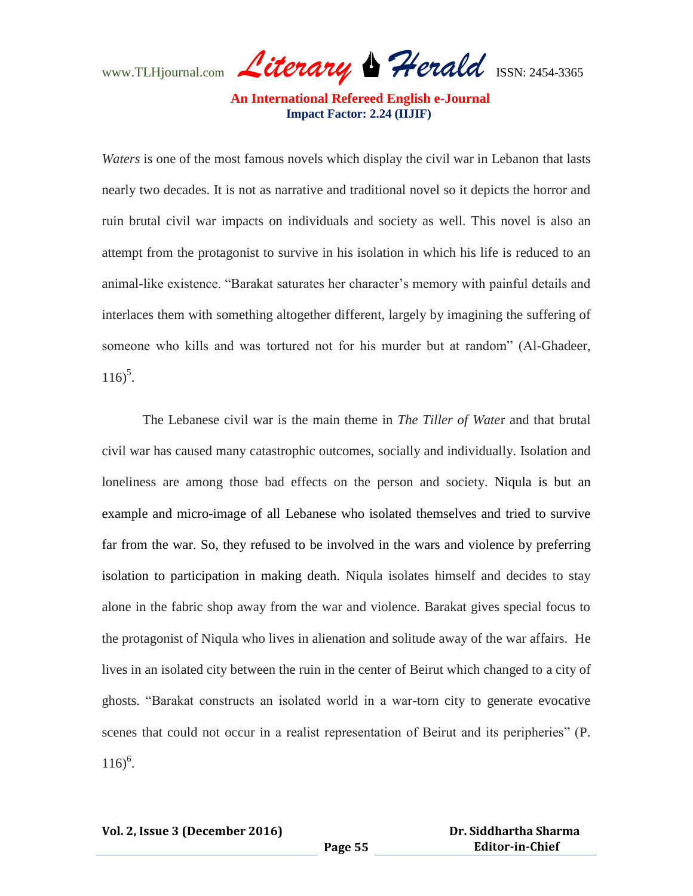*Waters* is one of the most famous novels which display the civil war in Lebanon that lasts nearly two decades. It is not as narrative and traditional novel so it depicts the horror and ruin brutal civil war impacts on individuals and society as well. This novel is also an attempt from the protagonist to survive in his isolation in which his life is reduced to an animal-like existence. "Barakat saturates her character's memory with painful details and interlaces them with something altogether different, largely by imagining the suffering of someone who kills and was tortured not for his murder but at random" (Al-Ghadeer, 116)[5].

The Lebanese civil war is the main theme in *The Tiller of Water* and that brutal civil war has caused many catastrophic outcomes, socially and individually. Isolation and loneliness are among those bad effects on the person and society. Niqula is but an example and micro-image of all Lebanese who isolated themselves and tried to survive far from the war. So, they refused to be involved in the wars and violence by preferring isolation to participation in making death. Niqula isolates himself and decides to stay alone in the fabric shop away from the war and violence. Barakat gives special focus to the protagonist of Niqula who lives in alienation and solitude away of the war affairs. He lives in an isolated city between the ruin in the center of Beirut which changed to a city of ghosts. "Barakat constructs an isolated world in a war-torn city to generate evocative scenes that could not occur in a realist representation of Beirut and its peripheries" (P. 116)[6].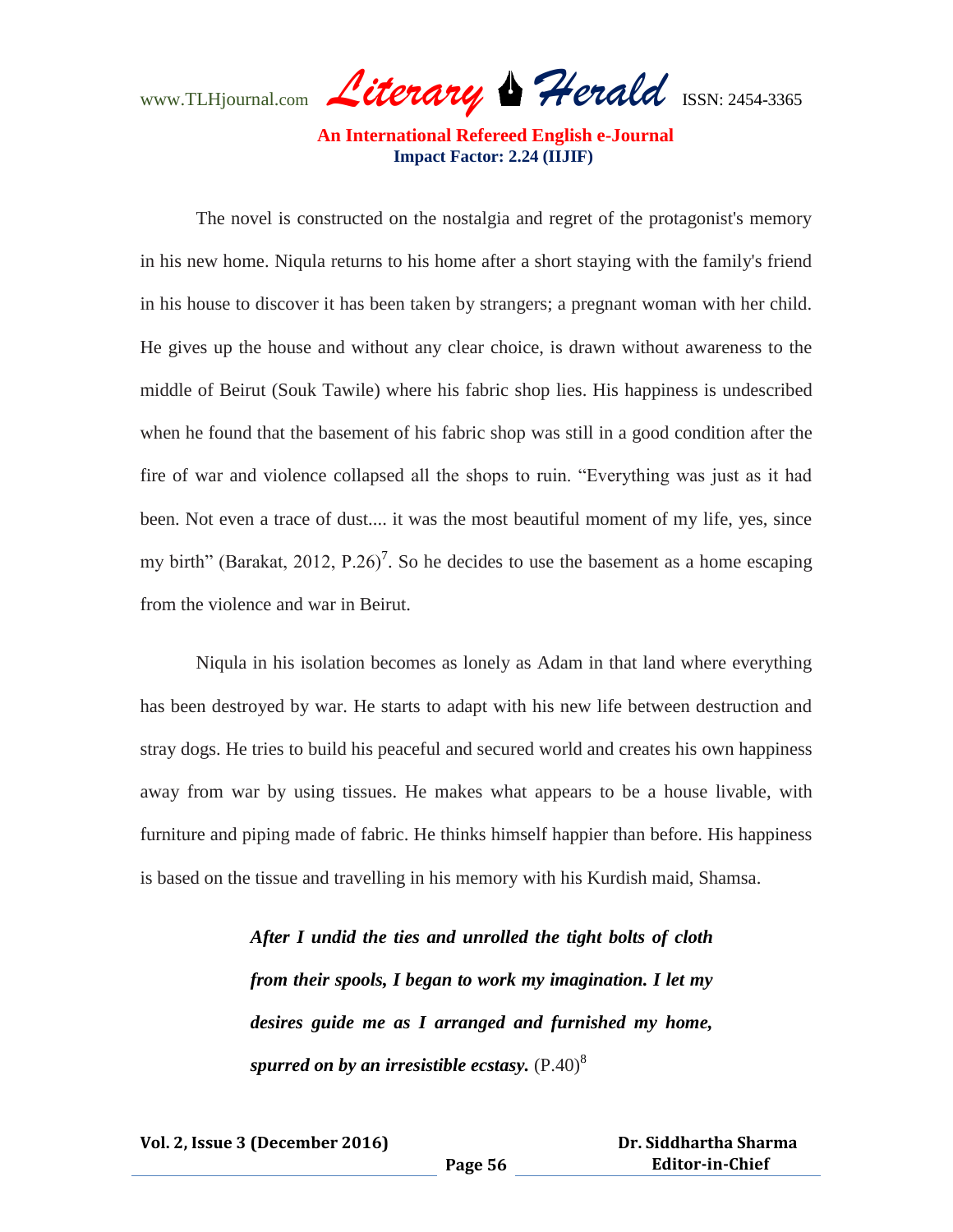The novel is constructed on the nostalgia and regret of the protagonist's memory in his new home. Niqula returns to his home after a short staying with the family's friend in his house to discover it has been taken by strangers; a pregnant woman with her child. He gives up the house and without any clear choice, is drawn without awareness to the middle of Beirut (Souk Tawile) where his fabric shop lies. His happiness is undescribed when he found that the basement of his fabric shop was still in a good condition after the fire of war and violence collapsed all the shops to ruin. "Everything was just as it had been. Not even a trace of dust.... it was the most beautiful moment of my life, yes, since my birth" (Barakat, 2012, P.26)[7]. So he decides to use the basement as a home escaping from the violence and war in Beirut.

Niqula in his isolation becomes as lonely as Adam in that land where everything has been destroyed by war. He starts to adapt with his new life between destruction and stray dogs. He tries to build his peaceful and secured world and creates his own happiness away from war by using tissues. He makes what appears to be a house livable, with furniture and piping made of fabric. He thinks himself happier than before. His happiness is based on the tissue and travelling in his memory with his Kurdish maid, Shamsa.

> ***After I undid the ties and unrolled the tight bolts of cloth from their spools, I began to work my imagination. I let my desires guide me as I arranged and furnished my home, spurred on by an irresistible ecstasy.*** (P.40)[8]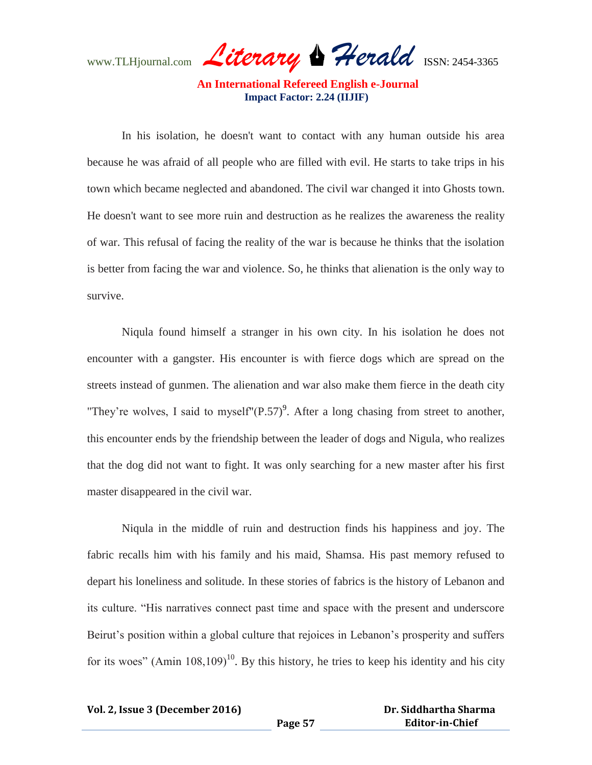In his isolation, he doesn't want to contact with any human outside his area because he was afraid of all people who are filled with evil. He starts to take trips in his town which became neglected and abandoned. The civil war changed it into Ghosts town. He doesn't want to see more ruin and destruction as he realizes the awareness the reality of war. This refusal of facing the reality of the war is because he thinks that the isolation is better from facing the war and violence. So, he thinks that alienation is the only way to survive.

Niqula found himself a stranger in his own city. In his isolation he does not encounter with a gangster. His encounter is with fierce dogs which are spread on the streets instead of gunmen. The alienation and war also make them fierce in the death city "They're wolves, I said to myself"(P.57)[9]. After a long chasing from street to another, this encounter ends by the friendship between the leader of dogs and Nigula, who realizes that the dog did not want to fight. It was only searching for a new master after his first master disappeared in the civil war.

Niqula in the middle of ruin and destruction finds his happiness and joy. The fabric recalls him with his family and his maid, Shamsa. His past memory refused to depart his loneliness and solitude. In these stories of fabrics is the history of Lebanon and its culture. "His narratives connect past time and space with the present and underscore Beirut's position within a global culture that rejoices in Lebanon's prosperity and suffers for its woes" (Amin 108,109)[10]. By this history, he tries to keep his identity and his city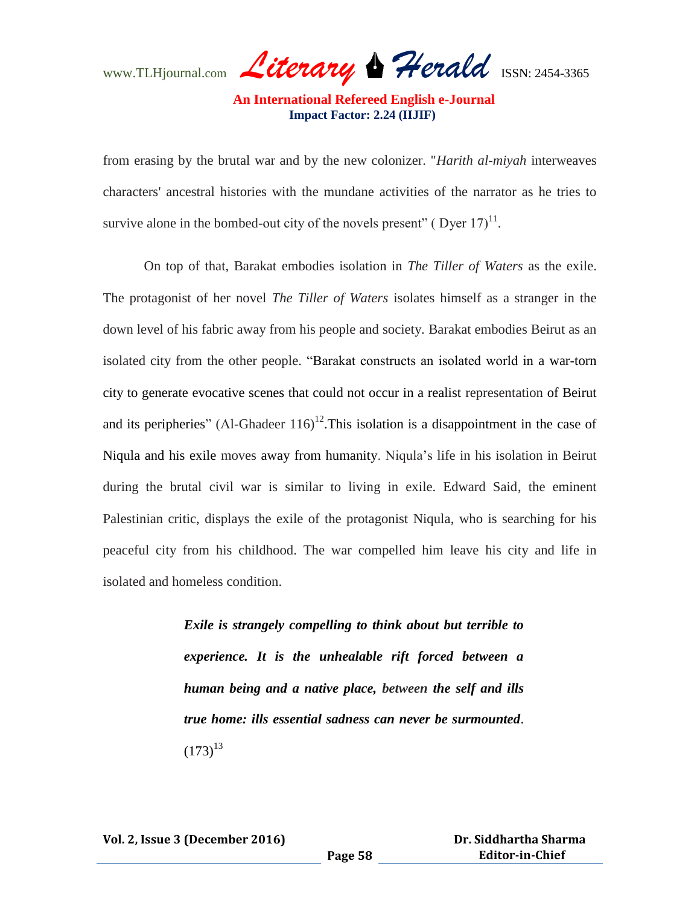from erasing by the brutal war and by the new colonizer. "*Harith al-miyah* interweaves characters' ancestral histories with the mundane activities of the narrator as he tries to survive alone in the bombed-out city of the novels present" ( Dyer 17)[11].

On top of that, Barakat embodies isolation in *The Tiller of Waters* as the exile. The protagonist of her novel *The Tiller of Waters* isolates himself as a stranger in the down level of his fabric away from his people and society. Barakat embodies Beirut as an isolated city from the other people. "Barakat constructs an isolated world in a war-torn city to generate evocative scenes that could not occur in a realist representation of Beirut and its peripheries" (Al-Ghadeer 116)[12].This isolation is a disappointment in the case of Niqula and his exile moves away from humanity. Niqula's life in his isolation in Beirut during the brutal civil war is similar to living in exile. Edward Said, the eminent Palestinian critic, displays the exile of the protagonist Niqula, who is searching for his peaceful city from his childhood. The war compelled him leave his city and life in isolated and homeless condition.

> ***Exile is strangely compelling to think about but terrible to experience. It is the unhealable rift forced between a human being and a native place, between the self and ills true home: ills essential sadness can never be surmounted*.** (173)[13]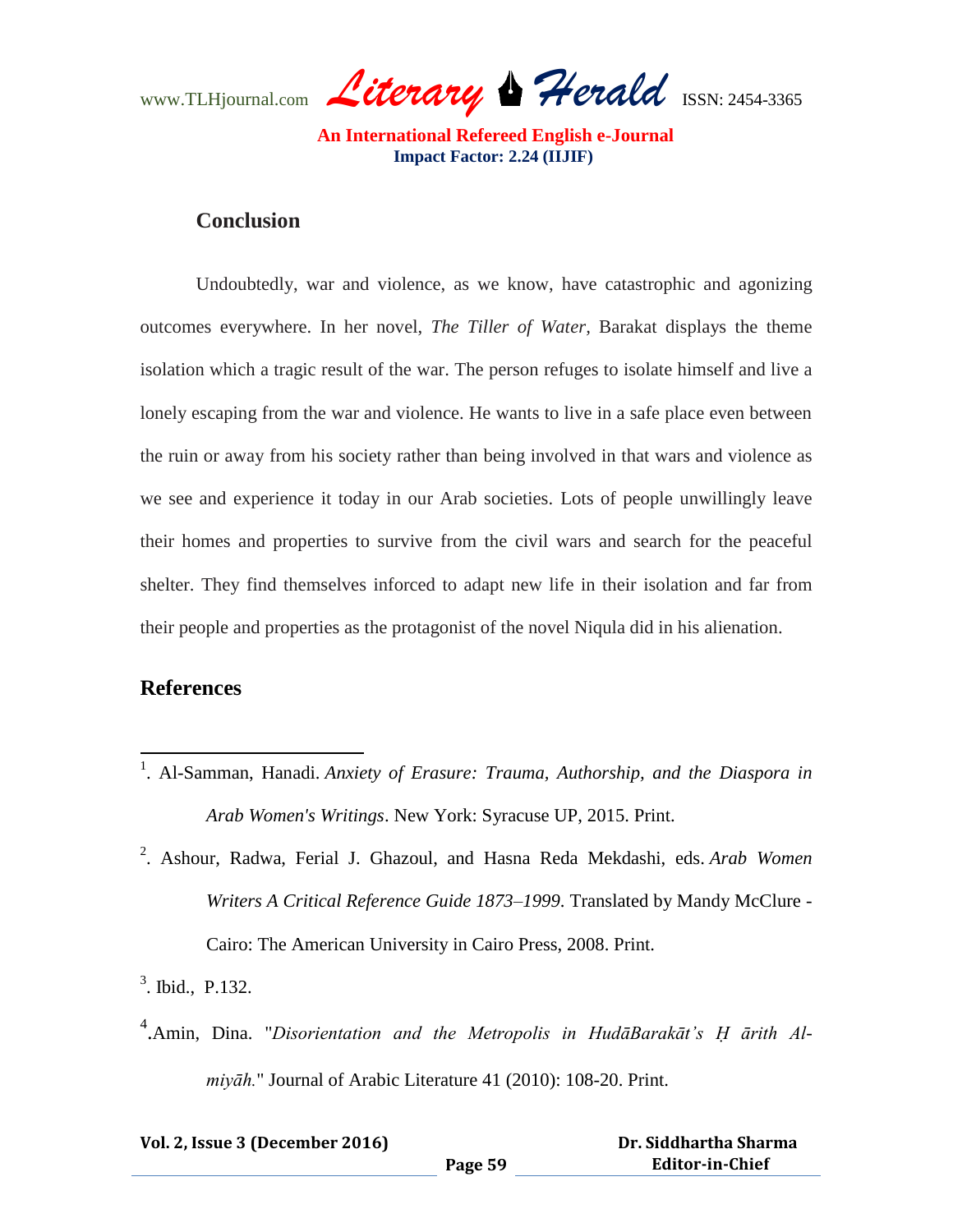## Conclusion

Undoubtedly, war and violence, as we know, have catastrophic and agonizing outcomes everywhere. In her novel, *The Tiller of Water*, Barakat displays the theme isolation which a tragic result of the war. The person refuges to isolate himself and live a lonely escaping from the war and violence. He wants to live in a safe place even between the ruin or away from his society rather than being involved in that wars and violence as we see and experience it today in our Arab societies. Lots of people unwillingly leave their homes and properties to survive from the civil wars and search for the peaceful shelter. They find themselves inforced to adapt new life in their isolation and far from their people and properties as the protagonist of the novel Niqula did in his alienation.

## References

[1]. Al-Samman, Hanadi. *Anxiety of Erasure: Trauma, Authorship, and the Diaspora in Arab Women's Writings*. New York: Syracuse UP, 2015. Print.

[2]. Ashour, Radwa, Ferial J. Ghazoul, and Hasna Reda Mekdashi, eds. *Arab Women Writers A Critical Reference Guide 1873–1999*. Translated by Mandy McClure - Cairo: The American University in Cairo Press, 2008. Print.

[3]. Ibid., P.132.

[4].Amin, Dina. "*Disorientation and the Metropolis in HudāBarakāt's Ḥ ārith Al-miyāh.*" Journal of Arabic Literature 41 (2010): 108-20. Print.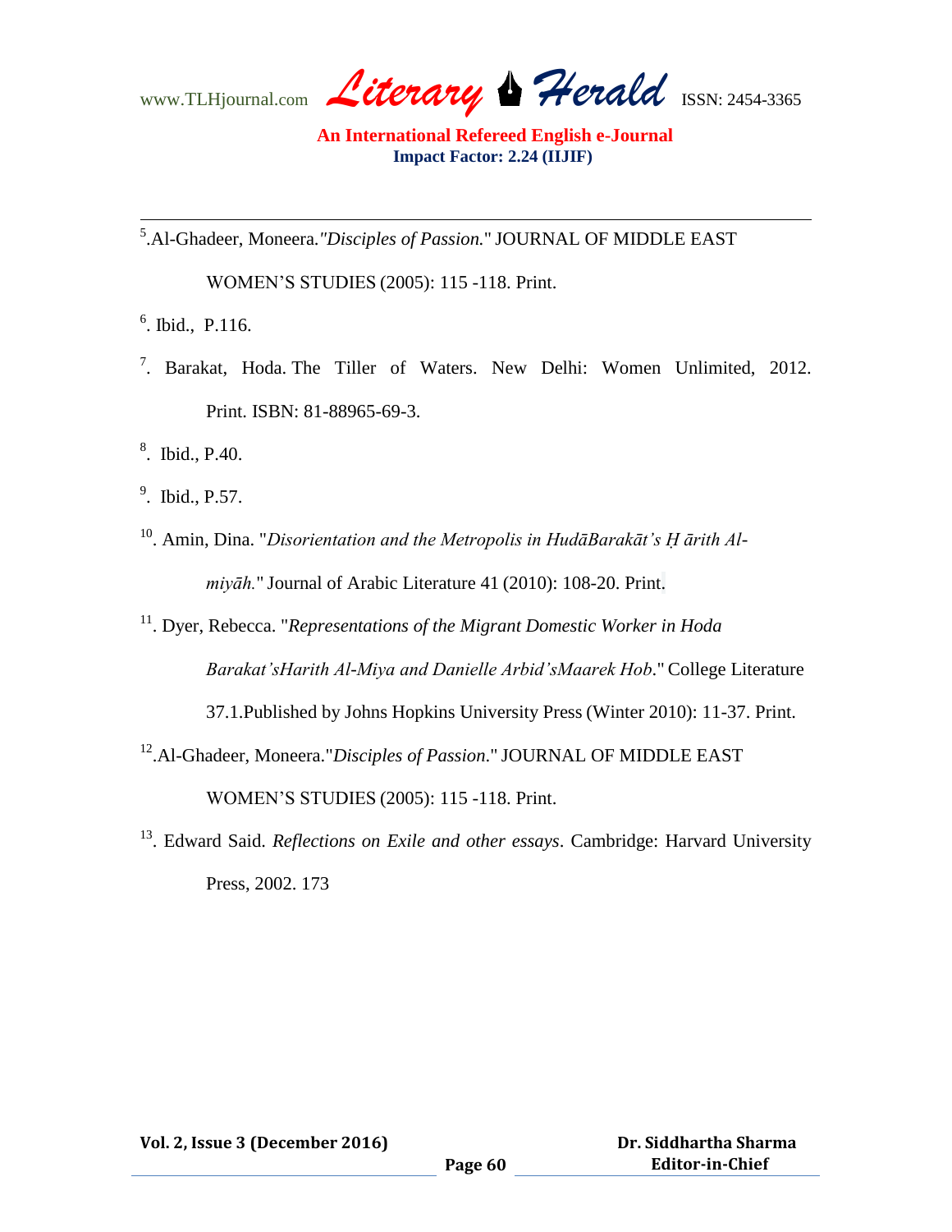[5].Al-Ghadeer, Moneera.*"Disciples of Passion.*" JOURNAL OF MIDDLE EAST WOMEN'S STUDIES (2005): 115 -118. Print.

[6]. Ibid., P.116.

[7]. Barakat, Hoda. The Tiller of Waters. New Delhi: Women Unlimited, 2012. Print. ISBN: 81-88965-69-3.

[8]. Ibid., P.40.

[9]. Ibid., P.57.

[10]. Amin, Dina. "*Disorientation and the Metropolis in HudāBarakāt's Ḥ ārith Al-miyāh.*" Journal of Arabic Literature 41 (2010): 108-20. Print.

[11]. Dyer, Rebecca. "*Representations of the Migrant Domestic Worker in Hoda Barakat'sHarith Al-Miya and Danielle Arbid'sMaarek Hob*." College Literature 37.1.Published by Johns Hopkins University Press (Winter 2010): 11-37. Print.

[12].Al-Ghadeer, Moneera."*Disciples of Passion*." JOURNAL OF MIDDLE EAST WOMEN'S STUDIES (2005): 115 -118. Print.

[13]. Edward Said. *Reflections on Exile and other essays*. Cambridge: Harvard University Press, 2002. 173